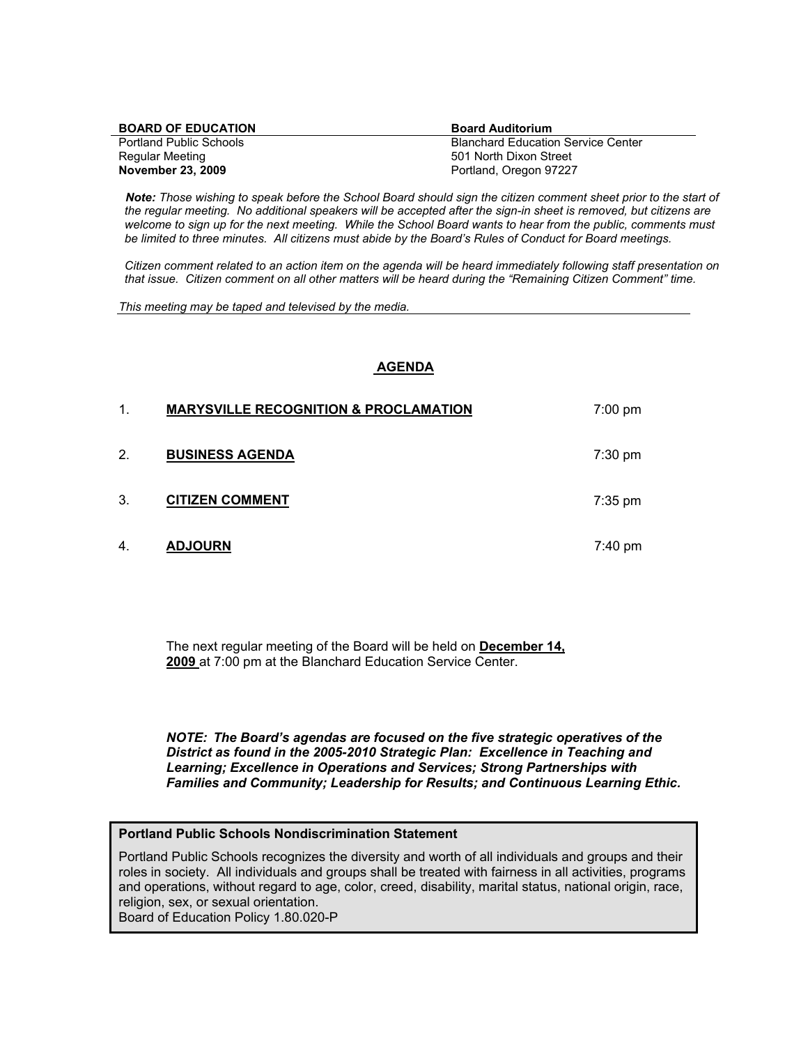**BOARD OF EDUCATION**
Portland Public Schools
Regular Meeting
**November 23, 2009**

**Board Auditorium**
Blanchard Education Service Center
501 North Dixon Street
Portland, Oregon 97227

***Note:*** *Those wishing to speak before the School Board should sign the citizen comment sheet prior to the start of the regular meeting. No additional speakers will be accepted after the sign-in sheet is removed, but citizens are welcome to sign up for the next meeting. While the School Board wants to hear from the public, comments must be limited to three minutes. All citizens must abide by the Board's Rules of Conduct for Board meetings.*

*Citizen comment related to an action item on the agenda will be heard immediately following staff presentation on that issue. Citizen comment on all other matters will be heard during the "Remaining Citizen Comment" time.*

*This meeting may be taped and televised by the media.*

## AGENDA

| | | |
|---|---|---|
| 1. | **MARYSVILLE RECOGNITION & PROCLAMATION** | 7:00 pm |
| 2. | **BUSINESS AGENDA** | 7:30 pm |
| 3. | **CITIZEN COMMENT** | 7:35 pm |
| 4. | **ADJOURN** | 7:40 pm |

The next regular meeting of the Board will be held on **December 14, 2009** at 7:00 pm at the Blanchard Education Service Center.

***NOTE: The Board's agendas are focused on the five strategic operatives of the District as found in the 2005-2010 Strategic Plan: Excellence in Teaching and Learning; Excellence in Operations and Services; Strong Partnerships with Families and Community; Leadership for Results; and Continuous Learning Ethic.***

**Portland Public Schools Nondiscrimination Statement**

Portland Public Schools recognizes the diversity and worth of all individuals and groups and their roles in society. All individuals and groups shall be treated with fairness in all activities, programs and operations, without regard to age, color, creed, disability, marital status, national origin, race, religion, sex, or sexual orientation.
Board of Education Policy 1.80.020-P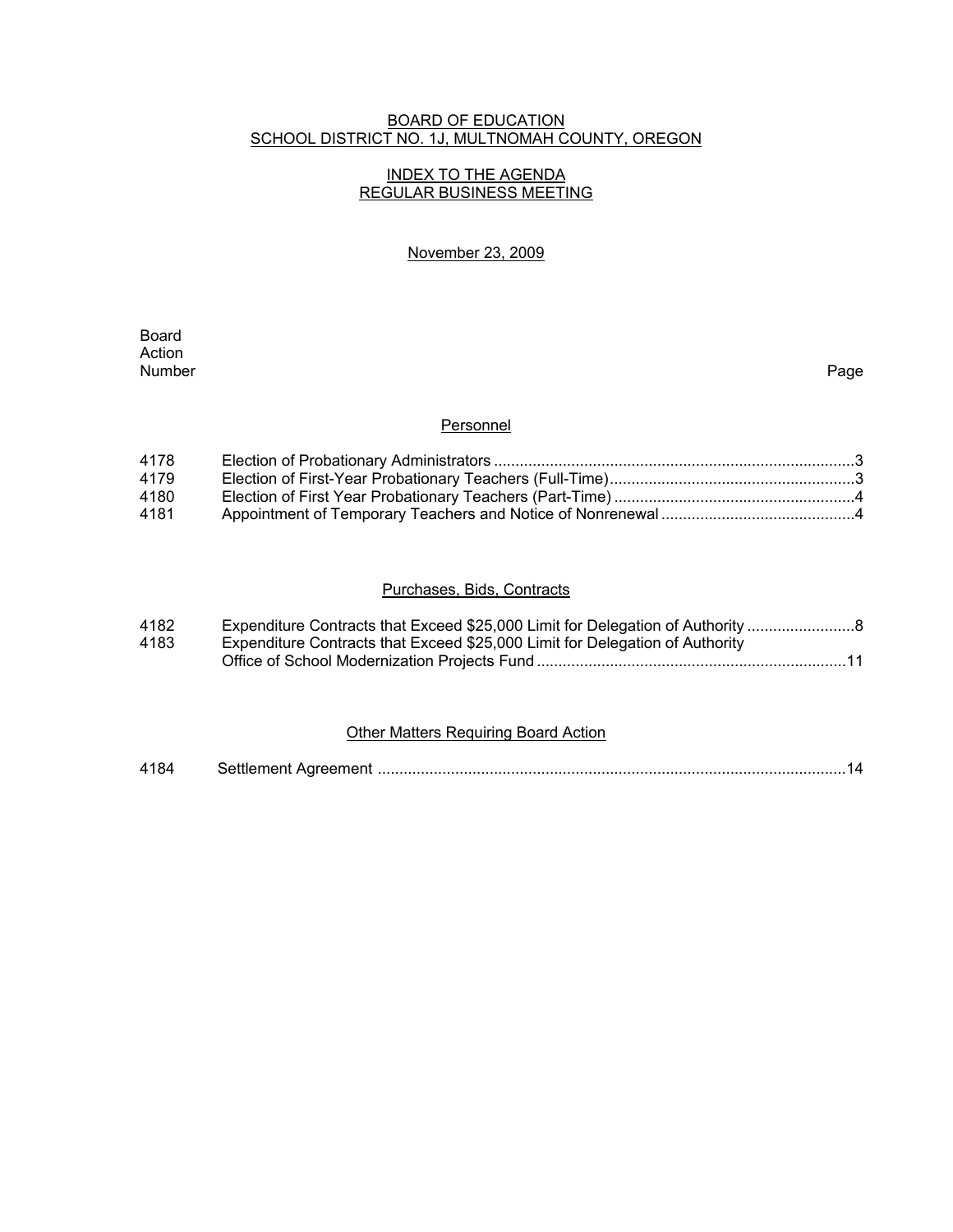# BOARD OF EDUCATION
## SCHOOL DISTRICT NO. 1J, MULTNOMAH COUNTY, OREGON

## INDEX TO THE AGENDA
## REGULAR BUSINESS MEETING

November 23, 2009

| Board Action Number | | Page |
|---|---|---|
| | **Personnel** | |
| 4178 | Election of Probationary Administrators | 3 |
| 4179 | Election of First-Year Probationary Teachers (Full-Time) | 3 |
| 4180 | Election of First Year Probationary Teachers (Part-Time) | 4 |
| 4181 | Appointment of Temporary Teachers and Notice of Nonrenewal | 4 |
| | **Purchases, Bids, Contracts** | |
| 4182 | Expenditure Contracts that Exceed $25,000 Limit for Delegation of Authority | 8 |
| 4183 | Expenditure Contracts that Exceed $25,000 Limit for Delegation of Authority Office of School Modernization Projects Fund | 11 |
| | **Other Matters Requiring Board Action** | |
| 4184 | Settlement Agreement | 14 |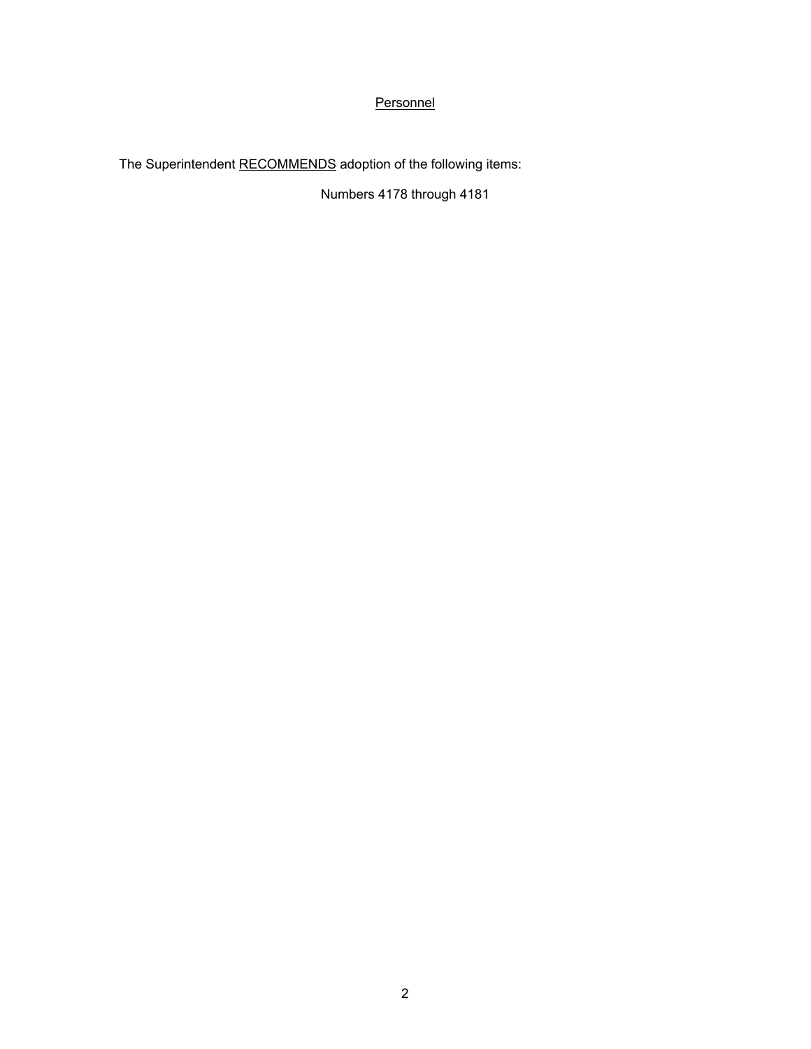## Personnel

The Superintendent RECOMMENDS adoption of the following items:

Numbers 4178 through 4181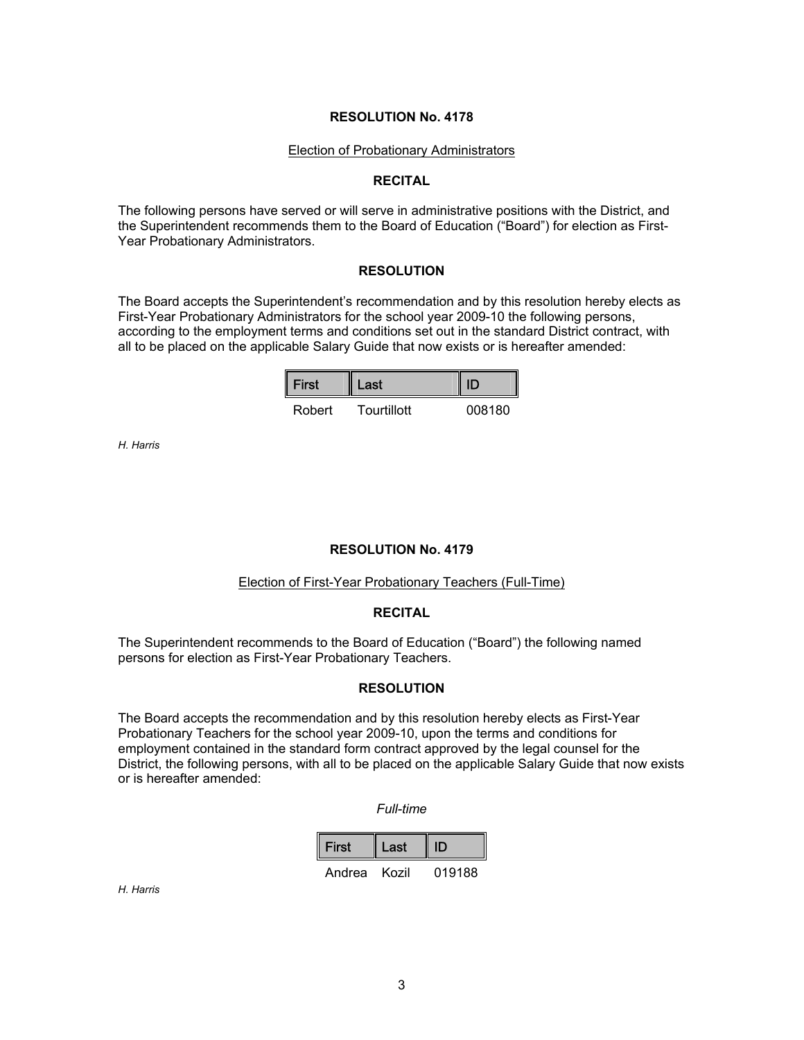**RESOLUTION No. 4178**

Election of Probationary Administrators

**RECITAL**

The following persons have served or will serve in administrative positions with the District, and the Superintendent recommends them to the Board of Education ("Board") for election as First-Year Probationary Administrators.

**RESOLUTION**

The Board accepts the Superintendent's recommendation and by this resolution hereby elects as First-Year Probationary Administrators for the school year 2009-10 the following persons, according to the employment terms and conditions set out in the standard District contract, with all to be placed on the applicable Salary Guide that now exists or is hereafter amended:

| First | Last | ID |
|---|---|---|
| Robert | Tourtillott | 008180 |

*H. Harris*

**RESOLUTION No. 4179**

Election of First-Year Probationary Teachers (Full-Time)

**RECITAL**

The Superintendent recommends to the Board of Education ("Board") the following named persons for election as First-Year Probationary Teachers.

**RESOLUTION**

The Board accepts the recommendation and by this resolution hereby elects as First-Year Probationary Teachers for the school year 2009-10, upon the terms and conditions for employment contained in the standard form contract approved by the legal counsel for the District, the following persons, with all to be placed on the applicable Salary Guide that now exists or is hereafter amended:

*Full-time*

| First | Last | ID |
|---|---|---|
| Andrea | Kozil | 019188 |

*H. Harris*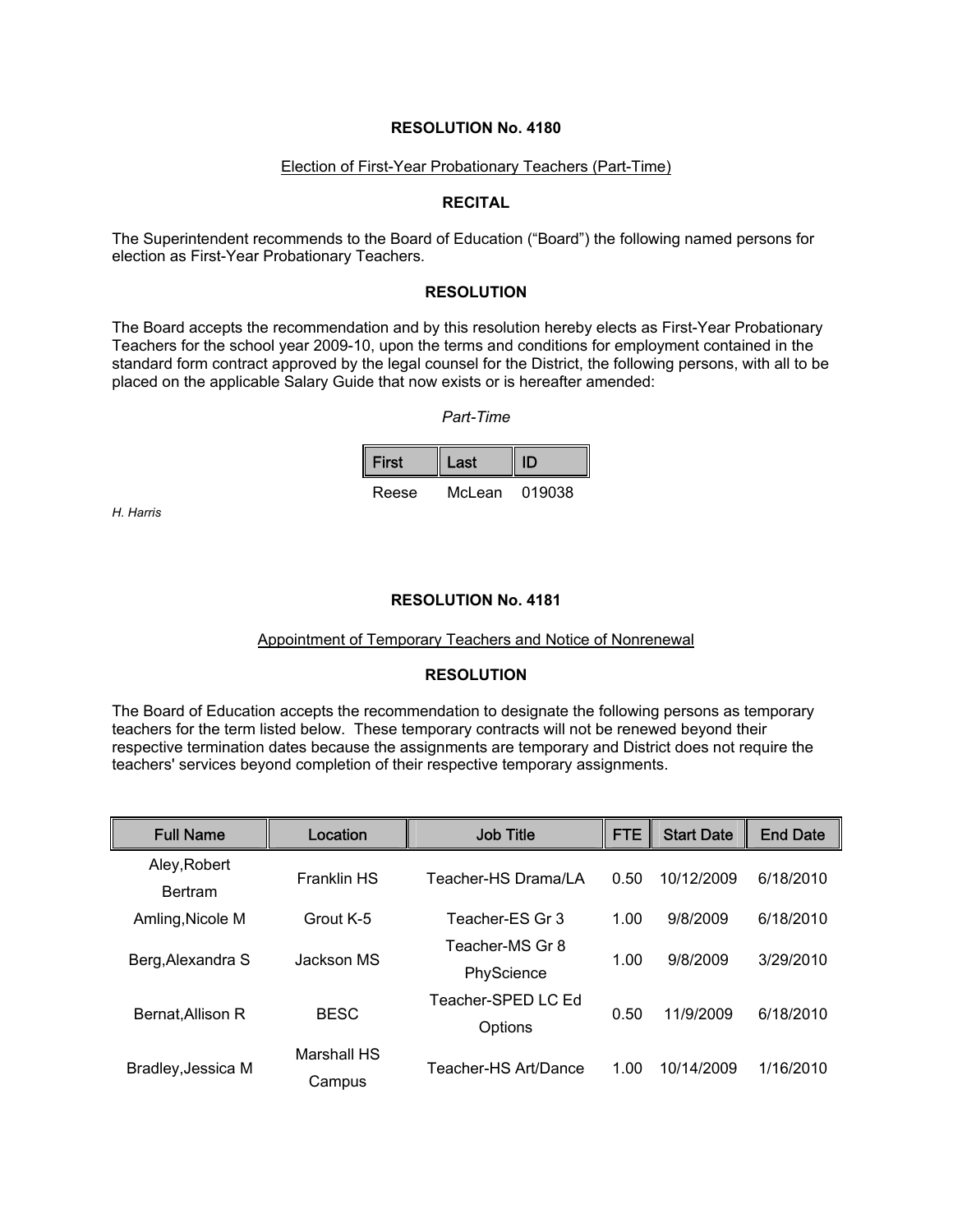**RESOLUTION No. 4180**

Election of First-Year Probationary Teachers (Part-Time)

**RECITAL**

The Superintendent recommends to the Board of Education ("Board") the following named persons for election as First-Year Probationary Teachers.

**RESOLUTION**

The Board accepts the recommendation and by this resolution hereby elects as First-Year Probationary Teachers for the school year 2009-10, upon the terms and conditions for employment contained in the standard form contract approved by the legal counsel for the District, the following persons, with all to be placed on the applicable Salary Guide that now exists or is hereafter amended:

*Part-Time*

| First | Last | ID |
|---|---|---|
| Reese | McLean | 019038 |

*H. Harris*

**RESOLUTION No. 4181**

Appointment of Temporary Teachers and Notice of Nonrenewal

**RESOLUTION**

The Board of Education accepts the recommendation to designate the following persons as temporary teachers for the term listed below. These temporary contracts will not be renewed beyond their respective termination dates because the assignments are temporary and District does not require the teachers' services beyond completion of their respective temporary assignments.

| Full Name | Location | Job Title | FTE | Start Date | End Date |
|---|---|---|---|---|---|
| Aley,Robert Bertram | Franklin HS | Teacher-HS Drama/LA | 0.50 | 10/12/2009 | 6/18/2010 |
| Amling,Nicole M | Grout K-5 | Teacher-ES Gr 3 | 1.00 | 9/8/2009 | 6/18/2010 |
| Berg,Alexandra S | Jackson MS | Teacher-MS Gr 8 PhyScience | 1.00 | 9/8/2009 | 3/29/2010 |
| Bernat,Allison R | BESC | Teacher-SPED LC Ed Options | 0.50 | 11/9/2009 | 6/18/2010 |
| Bradley,Jessica M | Marshall HS Campus | Teacher-HS Art/Dance | 1.00 | 10/14/2009 | 1/16/2010 |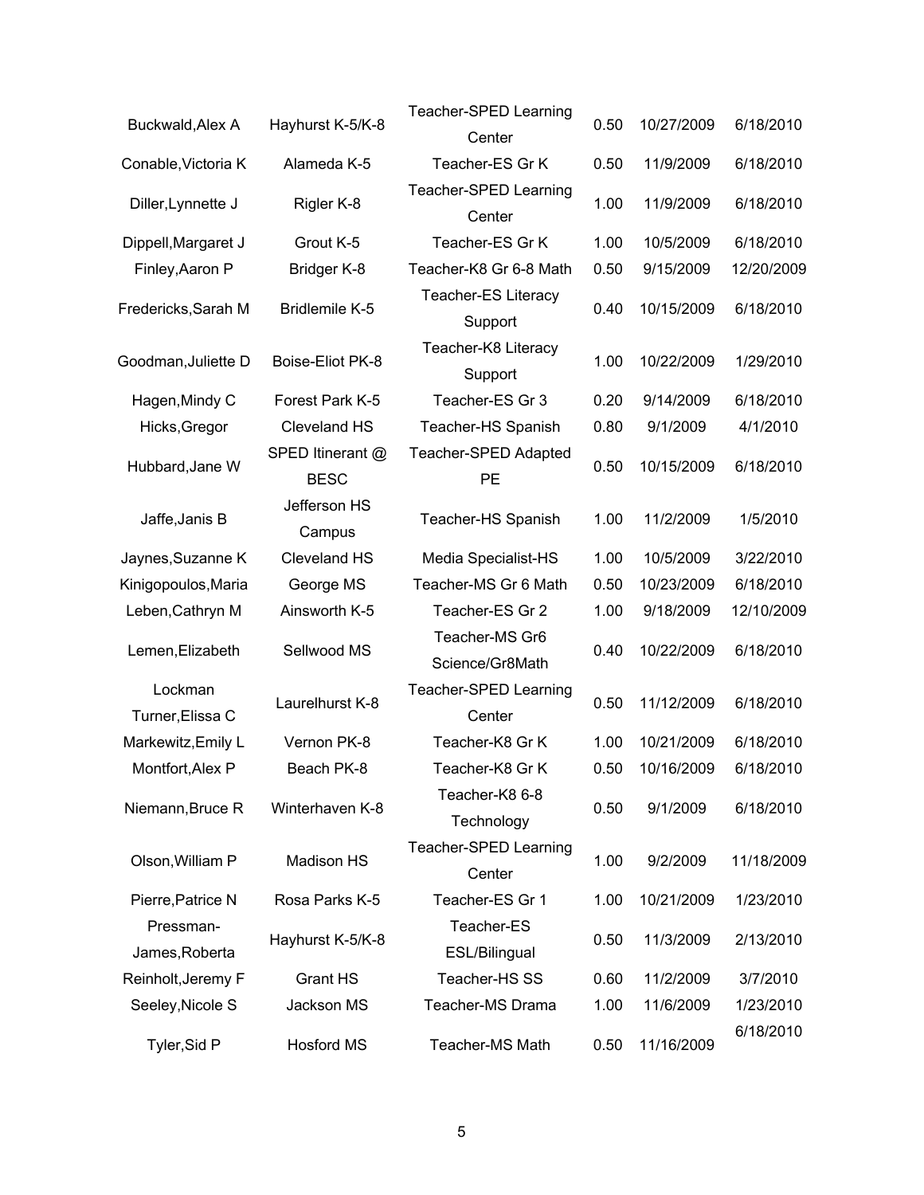| | | | | | |
|---|---|---|---|---|---|
| Buckwald,Alex A | Hayhurst K-5/K-8 | Teacher-SPED Learning Center | 0.50 | 10/27/2009 | 6/18/2010 |
| Conable,Victoria K | Alameda K-5 | Teacher-ES Gr K | 0.50 | 11/9/2009 | 6/18/2010 |
| Diller,Lynnette J | Rigler K-8 | Teacher-SPED Learning Center | 1.00 | 11/9/2009 | 6/18/2010 |
| Dippell,Margaret J | Grout K-5 | Teacher-ES Gr K | 1.00 | 10/5/2009 | 6/18/2010 |
| Finley,Aaron P | Bridger K-8 | Teacher-K8 Gr 6-8 Math | 0.50 | 9/15/2009 | 12/20/2009 |
| Fredericks,Sarah M | Bridlemile K-5 | Teacher-ES Literacy Support | 0.40 | 10/15/2009 | 6/18/2010 |
| Goodman,Juliette D | Boise-Eliot PK-8 | Teacher-K8 Literacy Support | 1.00 | 10/22/2009 | 1/29/2010 |
| Hagen,Mindy C | Forest Park K-5 | Teacher-ES Gr 3 | 0.20 | 9/14/2009 | 6/18/2010 |
| Hicks,Gregor | Cleveland HS | Teacher-HS Spanish | 0.80 | 9/1/2009 | 4/1/2010 |
| Hubbard,Jane W | SPED Itinerant @ BESC | Teacher-SPED Adapted PE | 0.50 | 10/15/2009 | 6/18/2010 |
| Jaffe,Janis B | Jefferson HS Campus | Teacher-HS Spanish | 1.00 | 11/2/2009 | 1/5/2010 |
| Jaynes,Suzanne K | Cleveland HS | Media Specialist-HS | 1.00 | 10/5/2009 | 3/22/2010 |
| Kinigopoulos,Maria | George MS | Teacher-MS Gr 6 Math | 0.50 | 10/23/2009 | 6/18/2010 |
| Leben,Cathryn M | Ainsworth K-5 | Teacher-ES Gr 2 | 1.00 | 9/18/2009 | 12/10/2009 |
| Lemen,Elizabeth | Sellwood MS | Teacher-MS Gr6 Science/Gr8Math | 0.40 | 10/22/2009 | 6/18/2010 |
| Lockman Turner,Elissa C | Laurelhurst K-8 | Teacher-SPED Learning Center | 0.50 | 11/12/2009 | 6/18/2010 |
| Markewitz,Emily L | Vernon PK-8 | Teacher-K8 Gr K | 1.00 | 10/21/2009 | 6/18/2010 |
| Montfort,Alex P | Beach PK-8 | Teacher-K8 Gr K | 0.50 | 10/16/2009 | 6/18/2010 |
| Niemann,Bruce R | Winterhaven K-8 | Teacher-K8 6-8 Technology | 0.50 | 9/1/2009 | 6/18/2010 |
| Olson,William P | Madison HS | Teacher-SPED Learning Center | 1.00 | 9/2/2009 | 11/18/2009 |
| Pierre,Patrice N | Rosa Parks K-5 | Teacher-ES Gr 1 | 1.00 | 10/21/2009 | 1/23/2010 |
| Pressman-James,Roberta | Hayhurst K-5/K-8 | Teacher-ES ESL/Bilingual | 0.50 | 11/3/2009 | 2/13/2010 |
| Reinholt,Jeremy F | Grant HS | Teacher-HS SS | 0.60 | 11/2/2009 | 3/7/2010 |
| Seeley,Nicole S | Jackson MS | Teacher-MS Drama | 1.00 | 11/6/2009 | 1/23/2010 |
| Tyler,Sid P | Hosford MS | Teacher-MS Math | 0.50 | 11/16/2009 | 6/18/2010 |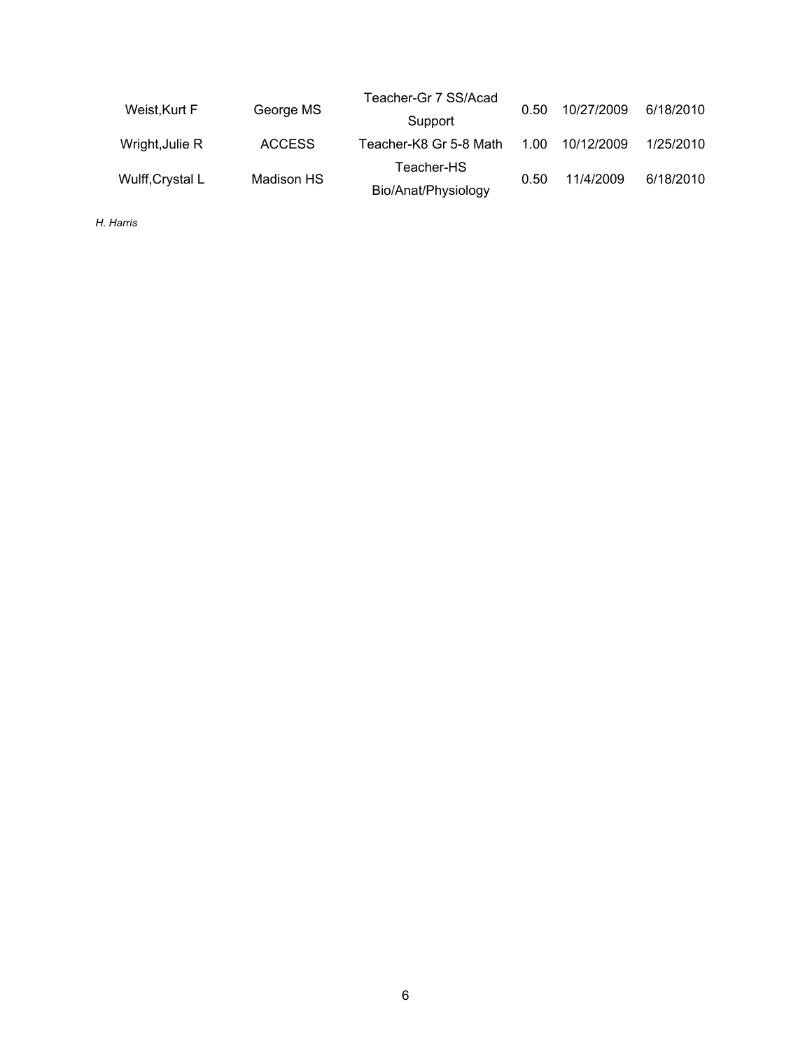| | | | | | |
|---|---|---|---|---|---|
| Weist,Kurt F | George MS | Teacher-Gr 7 SS/Acad Support | 0.50 | 10/27/2009 | 6/18/2010 |
| Wright,Julie R | ACCESS | Teacher-K8 Gr 5-8 Math | 1.00 | 10/12/2009 | 1/25/2010 |
| Wulff,Crystal L | Madison HS | Teacher-HS Bio/Anat/Physiology | 0.50 | 11/4/2009 | 6/18/2010 |

*H. Harris*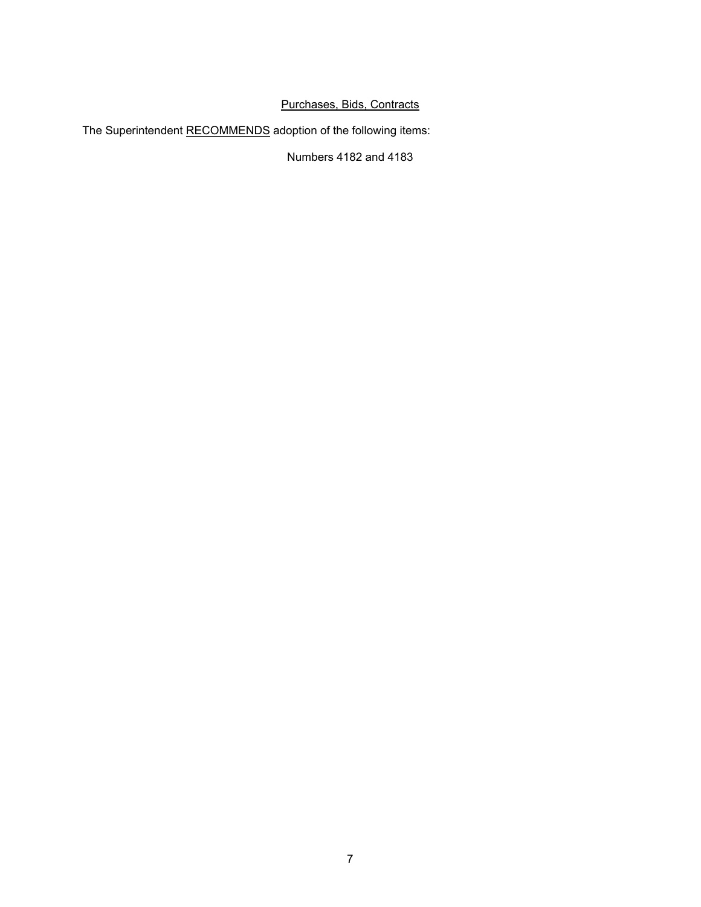## Purchases, Bids, Contracts

The Superintendent RECOMMENDS adoption of the following items:

Numbers 4182 and 4183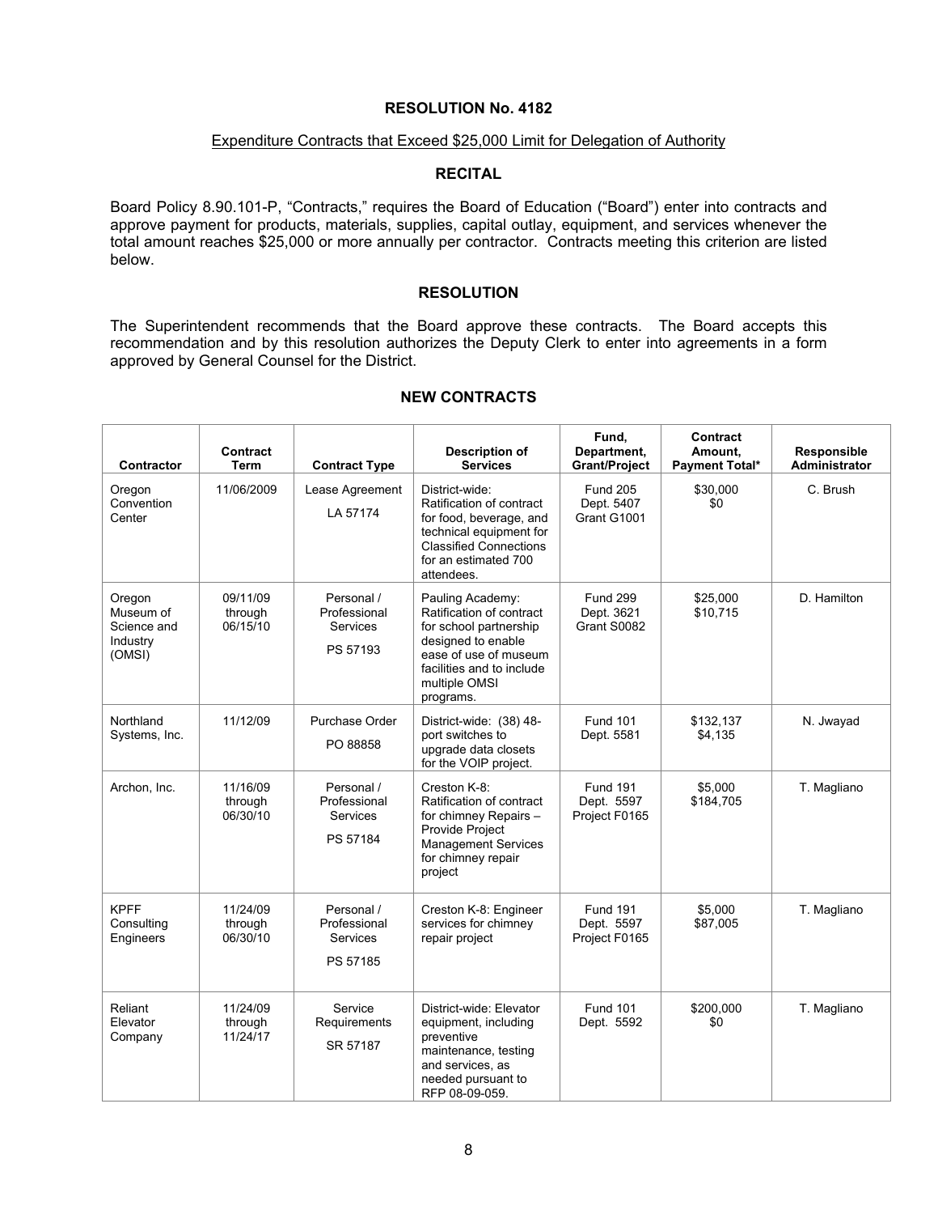**RESOLUTION No. 4182**

Expenditure Contracts that Exceed $25,000 Limit for Delegation of Authority

**RECITAL**

Board Policy 8.90.101-P, "Contracts," requires the Board of Education ("Board") enter into contracts and approve payment for products, materials, supplies, capital outlay, equipment, and services whenever the total amount reaches $25,000 or more annually per contractor. Contracts meeting this criterion are listed below.

**RESOLUTION**

The Superintendent recommends that the Board approve these contracts. The Board accepts this recommendation and by this resolution authorizes the Deputy Clerk to enter into agreements in a form approved by General Counsel for the District.

**NEW CONTRACTS**

| Contractor | Contract Term | Contract Type | Description of Services | Fund, Department, Grant/Project | Contract Amount, Payment Total* | Responsible Administrator |
|---|---|---|---|---|---|---|
| Oregon Convention Center | 11/06/2009 | Lease Agreement LA 57174 | District-wide: Ratification of contract for food, beverage, and technical equipment for Classified Connections for an estimated 700 attendees. | Fund 205 Dept. 5407 Grant G1001 | $30,000 $0 | C. Brush |
| Oregon Museum of Science and Industry (OMSI) | 09/11/09 through 06/15/10 | Personal / Professional Services PS 57193 | Pauling Academy: Ratification of contract for school partnership designed to enable ease of use of museum facilities and to include multiple OMSI programs. | Fund 299 Dept. 3621 Grant S0082 | $25,000 $10,715 | D. Hamilton |
| Northland Systems, Inc. | 11/12/09 | Purchase Order PO 88858 | District-wide: (38) 48-port switches to upgrade data closets for the VOIP project. | Fund 101 Dept. 5581 | $132,137 $4,135 | N. Jwayad |
| Archon, Inc. | 11/16/09 through 06/30/10 | Personal / Professional Services PS 57184 | Creston K-8: Ratification of contract for chimney Repairs – Provide Project Management Services for chimney repair project | Fund 191 Dept. 5597 Project F0165 | $5,000 $184,705 | T. Magliano |
| KPFF Consulting Engineers | 11/24/09 through 06/30/10 | Personal / Professional Services PS 57185 | Creston K-8: Engineer services for chimney repair project | Fund 191 Dept. 5597 Project F0165 | $5,000 $87,005 | T. Magliano |
| Reliant Elevator Company | 11/24/09 through 11/24/17 | Service Requirements SR 57187 | District-wide: Elevator equipment, including preventive maintenance, testing and services, as needed pursuant to RFP 08-09-059. | Fund 101 Dept. 5592 | $200,000 $0 | T. Magliano |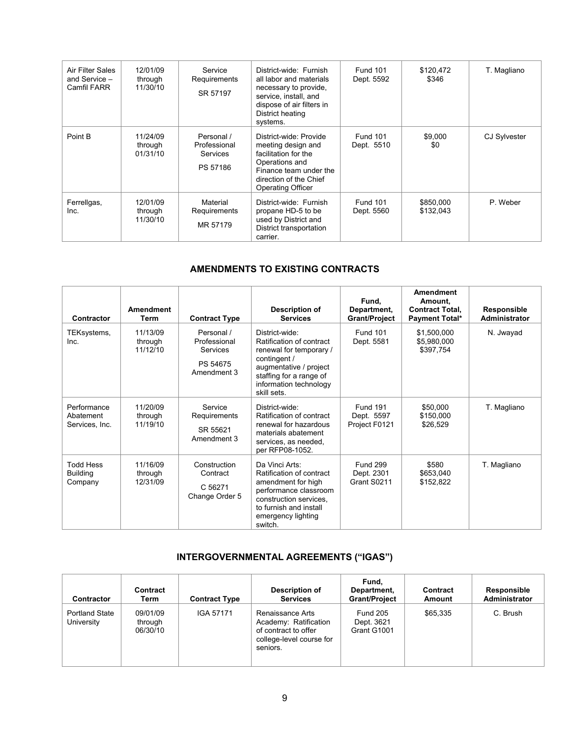| | | | | | | |
|---|---|---|---|---|---|---|
| Air Filter Sales and Service – Camfil FARR | 12/01/09 through 11/30/10 | Service Requirements SR 57197 | District-wide: Furnish all labor and materials necessary to provide, service, install, and dispose of air filters in District heating systems. | Fund 101 Dept. 5592 | \$120,472 \$346 | T. Magliano |
| Point B | 11/24/09 through 01/31/10 | Personal / Professional Services PS 57186 | District-wide: Provide meeting design and facilitation for the Operations and Finance team under the direction of the Chief Operating Officer | Fund 101 Dept. 5510 | \$9,000 \$0 | CJ Sylvester |
| Ferrellgas, Inc. | 12/01/09 through 11/30/10 | Material Requirements MR 57179 | District-wide: Furnish propane HD-5 to be used by District and District transportation carrier. | Fund 101 Dept. 5560 | \$850,000 \$132,043 | P. Weber |

## AMENDMENTS TO EXISTING CONTRACTS

| Contractor | Amendment Term | Contract Type | Description of Services | Fund, Department, Grant/Project | Amendment Amount, Contract Total, Payment Total* | Responsible Administrator |
|---|---|---|---|---|---|---|
| TEKsystems, Inc. | 11/13/09 through 11/12/10 | Personal / Professional Services PS 54675 Amendment 3 | District-wide: Ratification of contract renewal for temporary / contingent / augmentative / project staffing for a range of information technology skill sets. | Fund 101 Dept. 5581 | \$1,500,000 \$5,980,000 \$397,754 | N. Jwayad |
| Performance Abatement Services, Inc. | 11/20/09 through 11/19/10 | Service Requirements SR 55621 Amendment 3 | District-wide: Ratification of contract renewal for hazardous materials abatement services, as needed, per RFP08-1052. | Fund 191 Dept. 5597 Project F0121 | \$50,000 \$150,000 \$26,529 | T. Magliano |
| Todd Hess Building Company | 11/16/09 through 12/31/09 | Construction Contract C 56271 Change Order 5 | Da Vinci Arts: Ratification of contract amendment for high performance classroom construction services, to furnish and install emergency lighting switch. | Fund 299 Dept. 2301 Grant S0211 | \$580 \$653,040 \$152,822 | T. Magliano |

## INTERGOVERNMENTAL AGREEMENTS ("IGAS")

| Contractor | Contract Term | Contract Type | Description of Services | Fund, Department, Grant/Project | Contract Amount | Responsible Administrator |
|---|---|---|---|---|---|---|
| Portland State University | 09/01/09 through 06/30/10 | IGA 57171 | Renaissance Arts Academy: Ratification of contract to offer college-level course for seniors. | Fund 205 Dept. 3621 Grant G1001 | \$65,335 | C. Brush |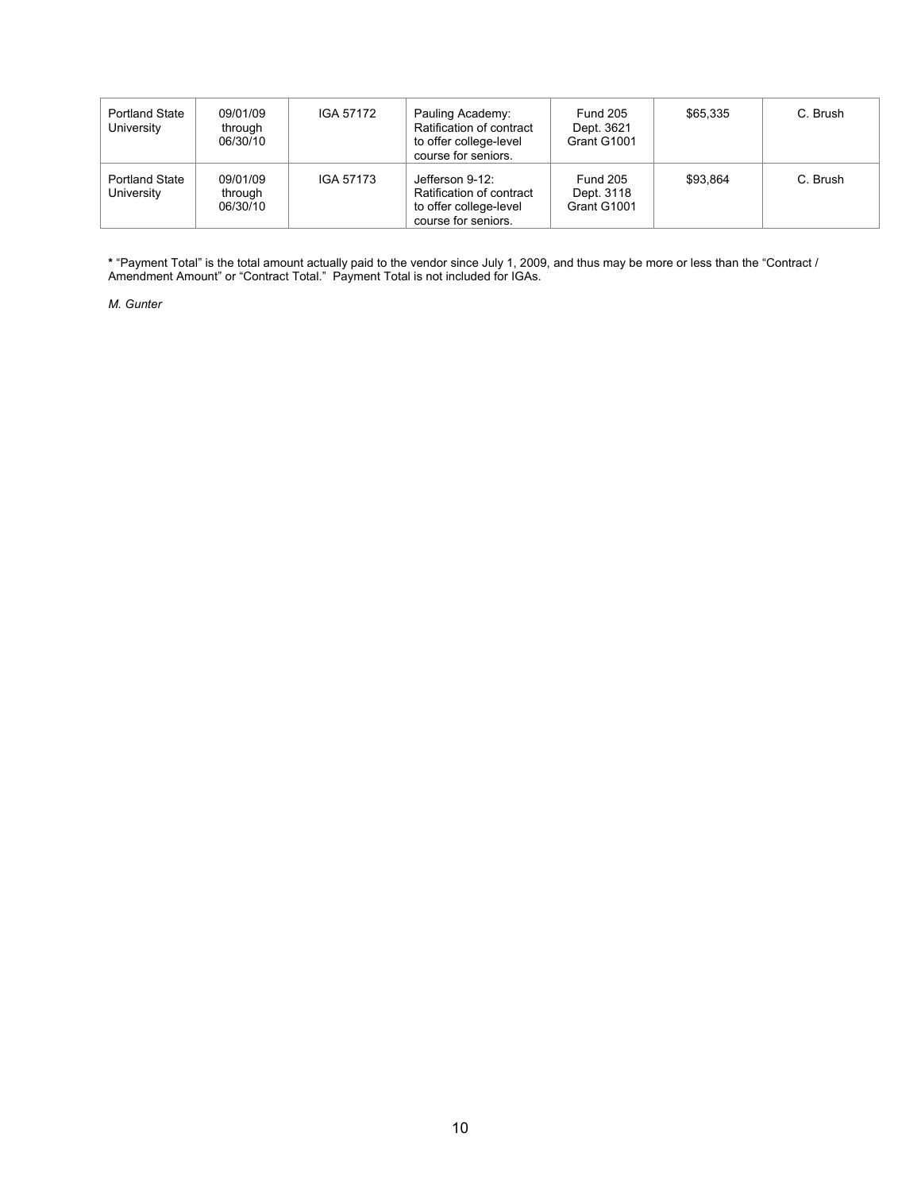| | | | | | | |
|---|---|---|---|---|---|---|
| Portland State University | 09/01/09 through 06/30/10 | IGA 57172 | Pauling Academy: Ratification of contract to offer college-level course for seniors. | Fund 205 Dept. 3621 Grant G1001 | $65,335 | C. Brush |
| Portland State University | 09/01/09 through 06/30/10 | IGA 57173 | Jefferson 9-12: Ratification of contract to offer college-level course for seniors. | Fund 205 Dept. 3118 Grant G1001 | $93,864 | C. Brush |

**\*** "Payment Total" is the total amount actually paid to the vendor since July 1, 2009, and thus may be more or less than the "Contract / Amendment Amount" or "Contract Total." Payment Total is not included for IGAs.

*M. Gunter*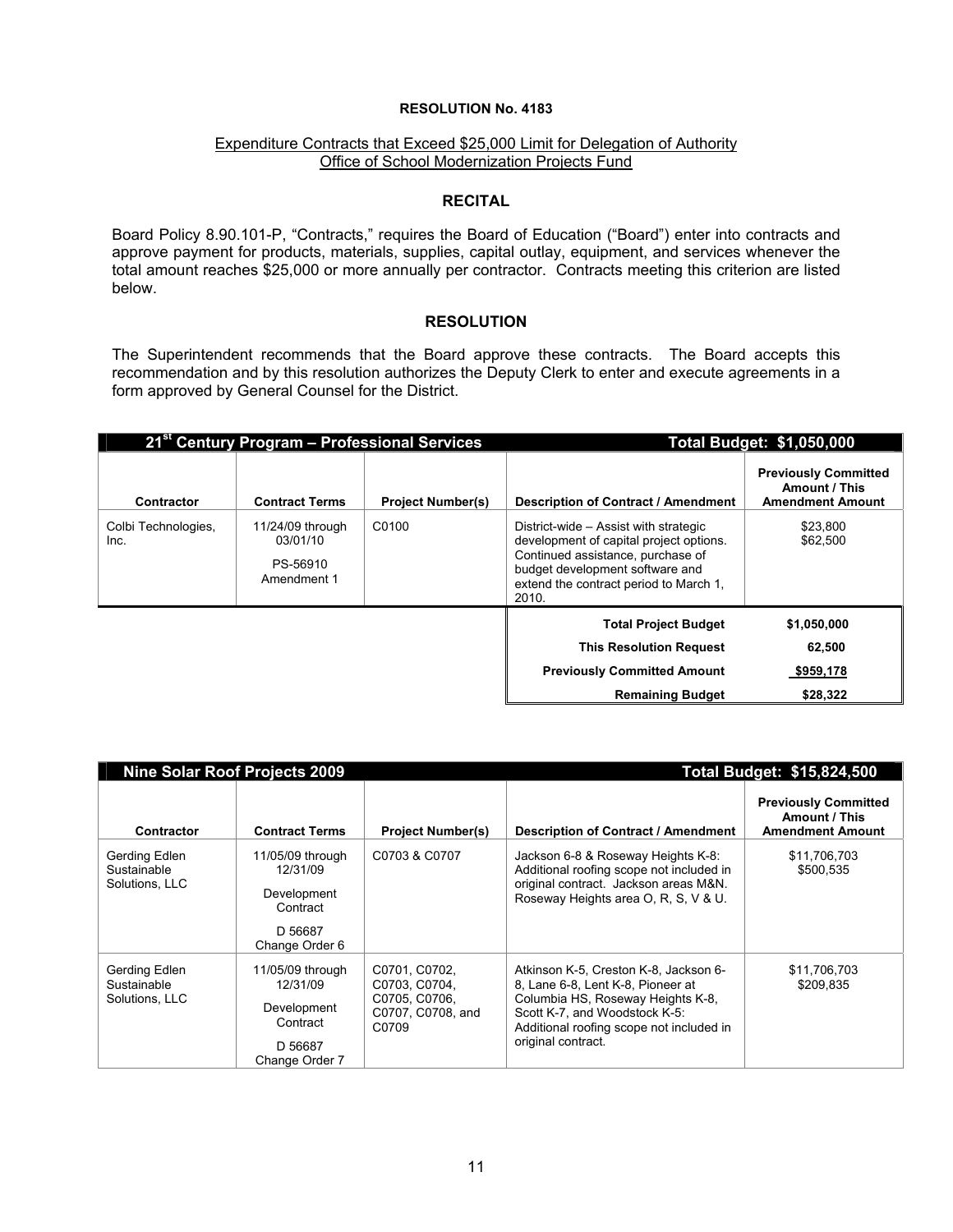**RESOLUTION No. 4183**

Expenditure Contracts that Exceed $25,000 Limit for Delegation of Authority
Office of School Modernization Projects Fund

**RECITAL**

Board Policy 8.90.101-P, "Contracts," requires the Board of Education ("Board") enter into contracts and approve payment for products, materials, supplies, capital outlay, equipment, and services whenever the total amount reaches $25,000 or more annually per contractor. Contracts meeting this criterion are listed below.

**RESOLUTION**

The Superintendent recommends that the Board approve these contracts. The Board accepts this recommendation and by this resolution authorizes the Deputy Clerk to enter and execute agreements in a form approved by General Counsel for the District.

| 21st Century Program – Professional Services | | | Total Budget: $1,050,000 | |
|---|---|---|---|---|
| **Contractor** | **Contract Terms** | **Project Number(s)** | **Description of Contract / Amendment** | **Previously Committed Amount / This Amendment Amount** |
| Colbi Technologies, Inc. | 11/24/09 through 03/01/10<br>PS-56910<br>Amendment 1 | C0100 | District-wide – Assist with strategic development of capital project options. Continued assistance, purchase of budget development software and extend the contract period to March 1, 2010. | $23,800<br>$62,500 |
| | | | **Total Project Budget** | $1,050,000 |
| | | | **This Resolution Request** | 62,500 |
| | | | **Previously Committed Amount** | $959,178 |
| | | | **Remaining Budget** | $28,322 |

| Nine Solar Roof Projects 2009 | | | Total Budget: $15,824,500 | |
|---|---|---|---|---|
| **Contractor** | **Contract Terms** | **Project Number(s)** | **Description of Contract / Amendment** | **Previously Committed Amount / This Amendment Amount** |
| Gerding Edlen Sustainable Solutions, LLC | 11/05/09 through 12/31/09<br>Development Contract<br>D 56687<br>Change Order 6 | C0703 & C0707 | Jackson 6-8 & Roseway Heights K-8: Additional roofing scope not included in original contract. Jackson areas M&N. Roseway Heights area O, R, S, V & U. | $11,706,703<br>$500,535 |
| Gerding Edlen Sustainable Solutions, LLC | 11/05/09 through 12/31/09<br>Development Contract<br>D 56687<br>Change Order 7 | C0701, C0702, C0703, C0704, C0705, C0706, C0707, C0708, and C0709 | Atkinson K-5, Creston K-8, Jackson 6-8, Lane 6-8, Lent K-8, Pioneer at Columbia HS, Roseway Heights K-8, Scott K-7, and Woodstock K-5: Additional roofing scope not included in original contract. | $11,706,703<br>$209,835 |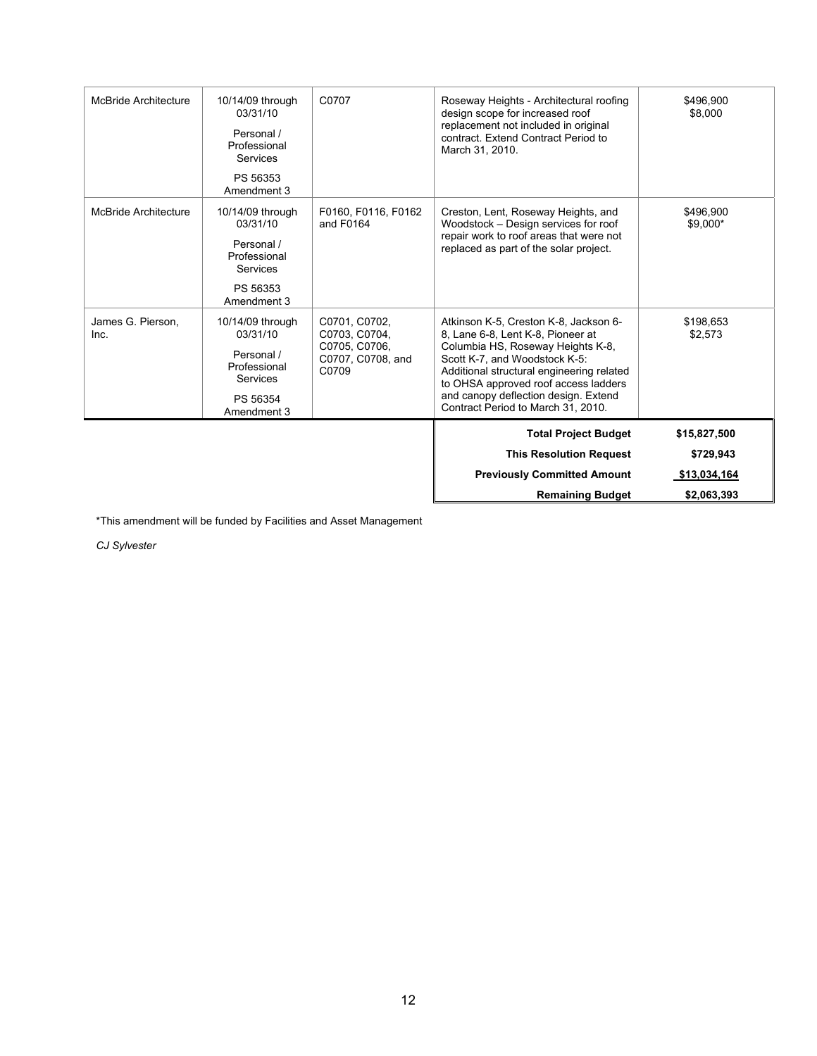| | | | | |
|---|---|---|---|---|
| McBride Architecture | 10/14/09 through 03/31/10<br>Personal / Professional Services<br>PS 56353 Amendment 3 | C0707 | Roseway Heights - Architectural roofing design scope for increased roof replacement not included in original contract. Extend Contract Period to March 31, 2010. | $496,900<br>$8,000 |
| McBride Architecture | 10/14/09 through 03/31/10<br>Personal / Professional Services<br>PS 56353 Amendment 3 | F0160, F0116, F0162 and F0164 | Creston, Lent, Roseway Heights, and Woodstock – Design services for roof repair work to roof areas that were not replaced as part of the solar project. | $496,900<br>$9,000* |
| James G. Pierson, Inc. | 10/14/09 through 03/31/10<br>Personal / Professional Services<br>PS 56354 Amendment 3 | C0701, C0702, C0703, C0704, C0705, C0706, C0707, C0708, and C0709 | Atkinson K-5, Creston K-8, Jackson 6-8, Lane 6-8, Lent K-8, Pioneer at Columbia HS, Roseway Heights K-8, Scott K-7, and Woodstock K-5: Additional structural engineering related to OHSA approved roof access ladders and canopy deflection design. Extend Contract Period to March 31, 2010. | $198,653<br>$2,573 |
| | | | **Total Project Budget** | **$15,827,500** |
| | | | **This Resolution Request** | **$729,943** |
| | | | **Previously Committed Amount** | **$13,034,164** |
| | | | **Remaining Budget** | **$2,063,393** |

*This amendment will be funded by Facilities and Asset Management

*CJ Sylvester*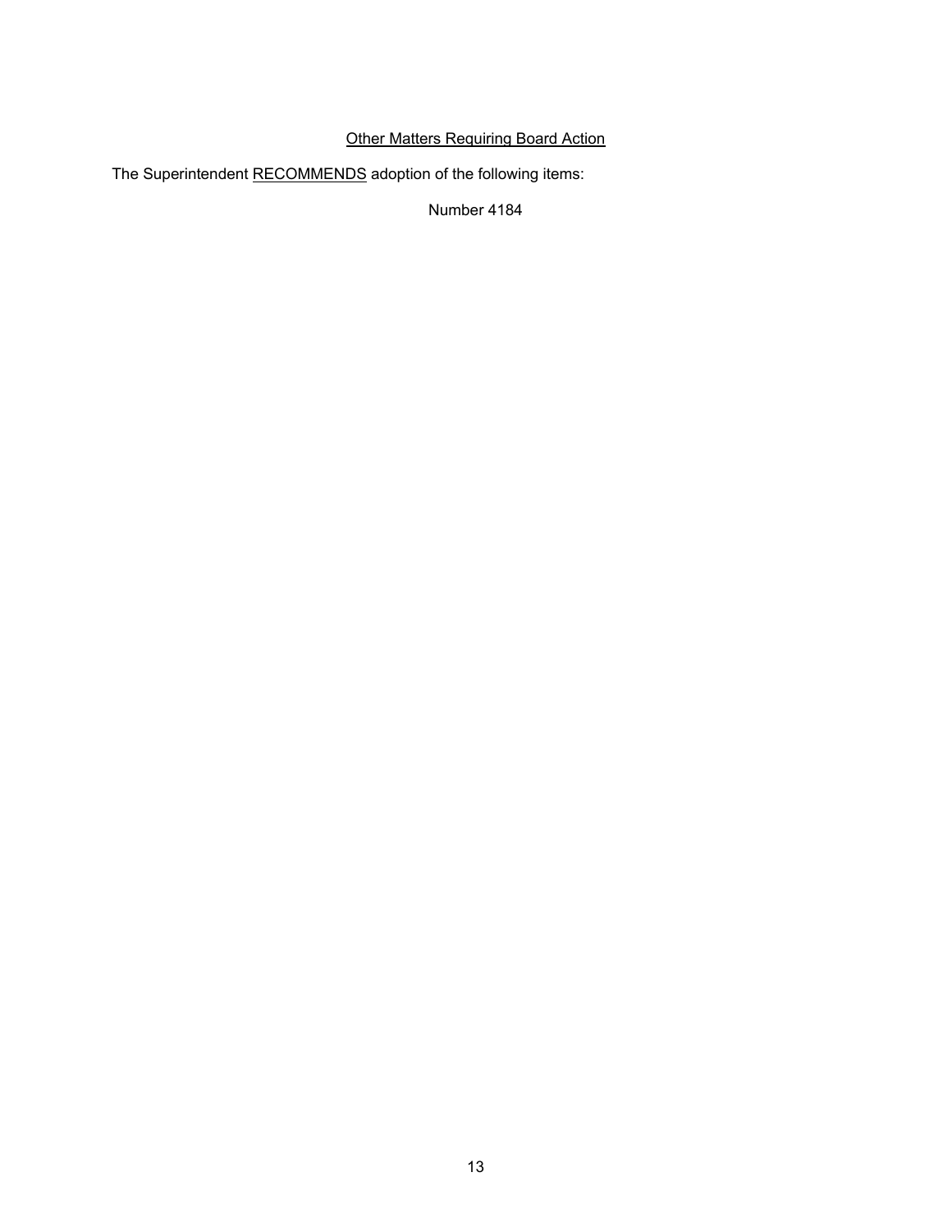## <u>Other Matters Requiring Board Action</u>

The Superintendent <u>RECOMMENDS</u> adoption of the following items:

Number 4184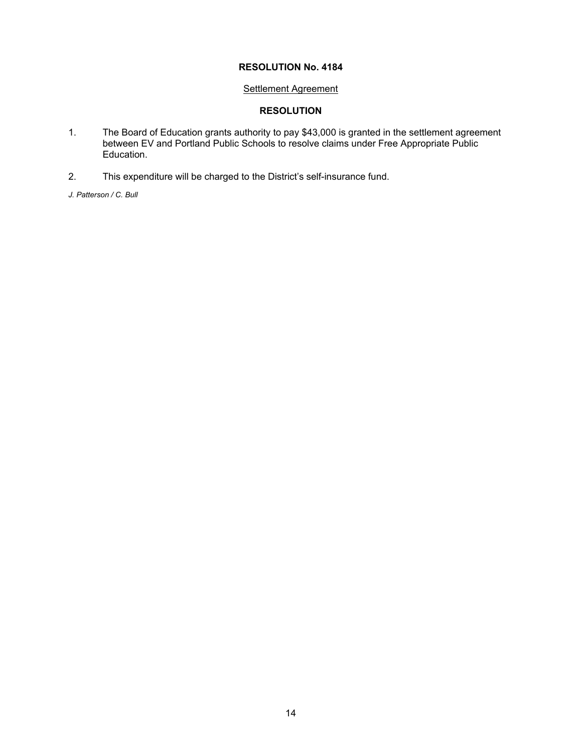**RESOLUTION No. 4184**

Settlement Agreement

**RESOLUTION**

1. The Board of Education grants authority to pay $43,000 is granted in the settlement agreement between EV and Portland Public Schools to resolve claims under Free Appropriate Public Education.

2. This expenditure will be charged to the District's self-insurance fund.

*J. Patterson / C. Bull*